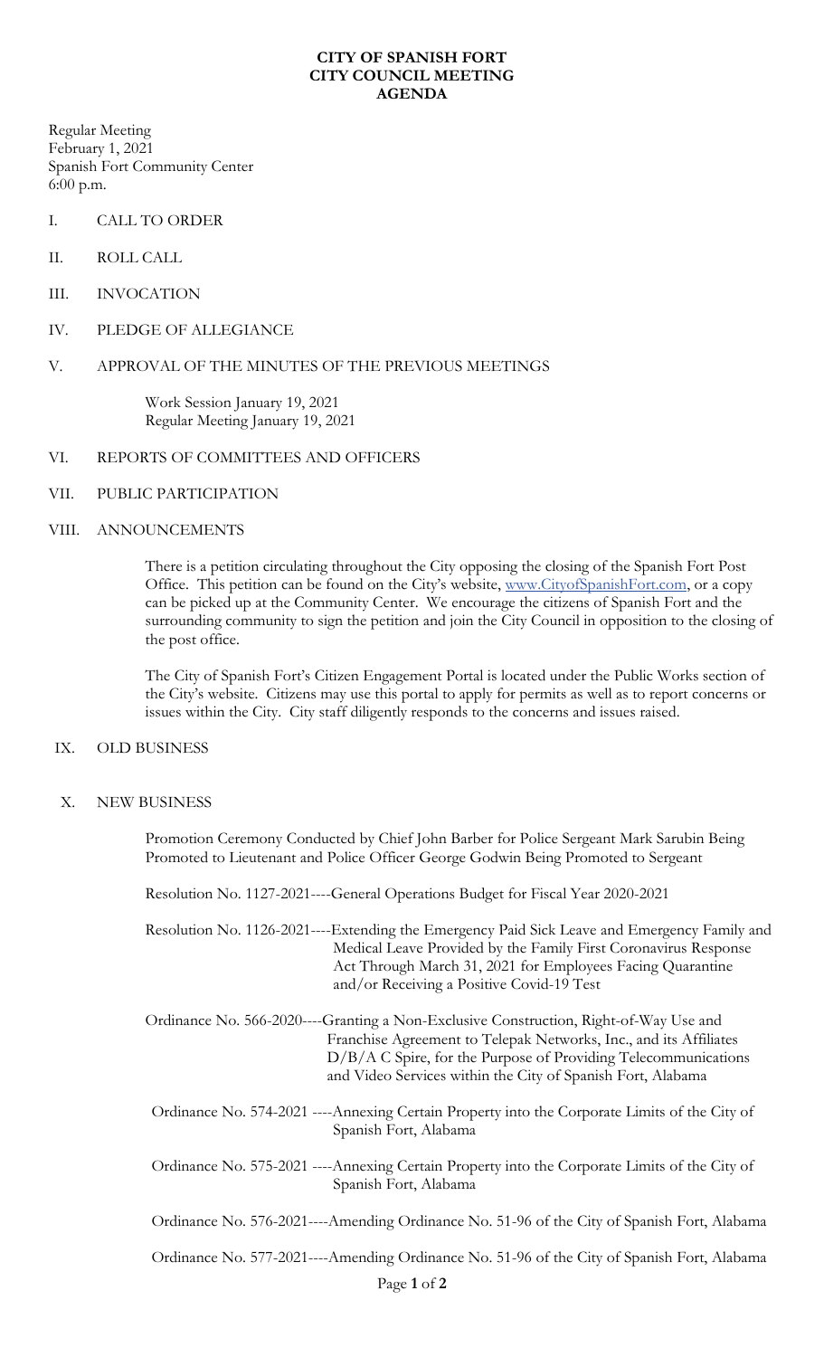# CITY OF SPANISH FORT
# CITY COUNCIL MEETING
# AGENDA

Regular Meeting
February 1, 2021
Spanish Fort Community Center
6:00 p.m.

I. CALL TO ORDER

II. ROLL CALL

III. INVOCATION

IV. PLEDGE OF ALLEGIANCE

V. APPROVAL OF THE MINUTES OF THE PREVIOUS MEETINGS

Work Session January 19, 2021
Regular Meeting January 19, 2021

VI. REPORTS OF COMMITTEES AND OFFICERS

VII. PUBLIC PARTICIPATION

VIII. ANNOUNCEMENTS

There is a petition circulating throughout the City opposing the closing of the Spanish Fort Post Office. This petition can be found on the City's website, www.CityofSpanishFort.com, or a copy can be picked up at the Community Center. We encourage the citizens of Spanish Fort and the surrounding community to sign the petition and join the City Council in opposition to the closing of the post office.

The City of Spanish Fort's Citizen Engagement Portal is located under the Public Works section of the City's website. Citizens may use this portal to apply for permits as well as to report concerns or issues within the City. City staff diligently responds to the concerns and issues raised.

IX. OLD BUSINESS

X. NEW BUSINESS

Promotion Ceremony Conducted by Chief John Barber for Police Sergeant Mark Sarubin Being Promoted to Lieutenant and Police Officer George Godwin Being Promoted to Sergeant

Resolution No. 1127-2021----General Operations Budget for Fiscal Year 2020-2021

Resolution No. 1126-2021----Extending the Emergency Paid Sick Leave and Emergency Family and Medical Leave Provided by the Family First Coronavirus Response Act Through March 31, 2021 for Employees Facing Quarantine and/or Receiving a Positive Covid-19 Test

Ordinance No. 566-2020----Granting a Non-Exclusive Construction, Right-of-Way Use and Franchise Agreement to Telepak Networks, Inc., and its Affiliates D/B/A C Spire, for the Purpose of Providing Telecommunications and Video Services within the City of Spanish Fort, Alabama

Ordinance No. 574-2021 ----Annexing Certain Property into the Corporate Limits of the City of Spanish Fort, Alabama

Ordinance No. 575-2021 ----Annexing Certain Property into the Corporate Limits of the City of Spanish Fort, Alabama

Ordinance No. 576-2021----Amending Ordinance No. 51-96 of the City of Spanish Fort, Alabama

Ordinance No. 577-2021----Amending Ordinance No. 51-96 of the City of Spanish Fort, Alabama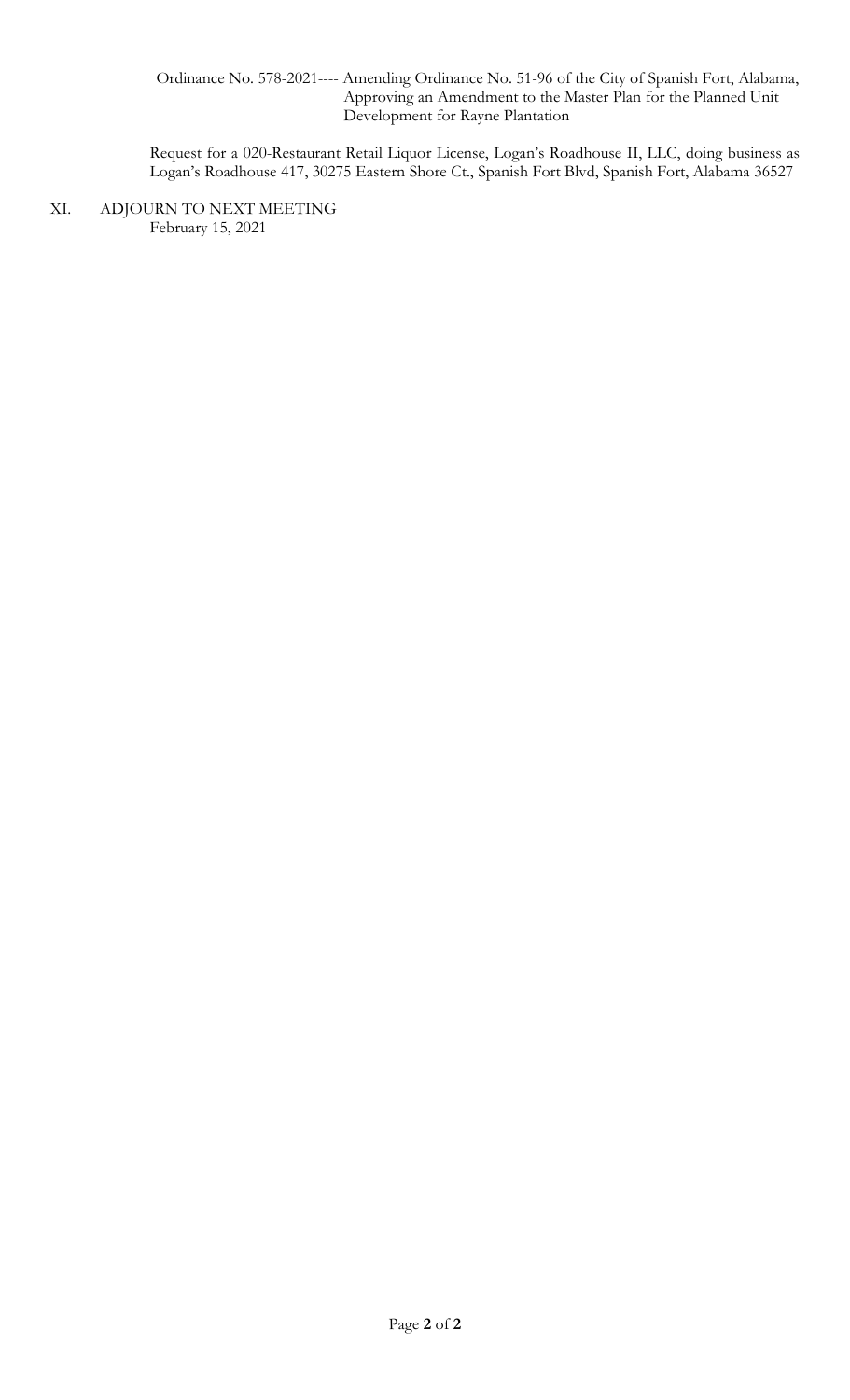Ordinance No. 578-2021---- Amending Ordinance No. 51-96 of the City of Spanish Fort, Alabama, Approving an Amendment to the Master Plan for the Planned Unit Development for Rayne Plantation

Request for a 020-Restaurant Retail Liquor License, Logan's Roadhouse II, LLC, doing business as Logan's Roadhouse 417, 30275 Eastern Shore Ct., Spanish Fort Blvd, Spanish Fort, Alabama 36527

XI. ADJOURN TO NEXT MEETING
February 15, 2021